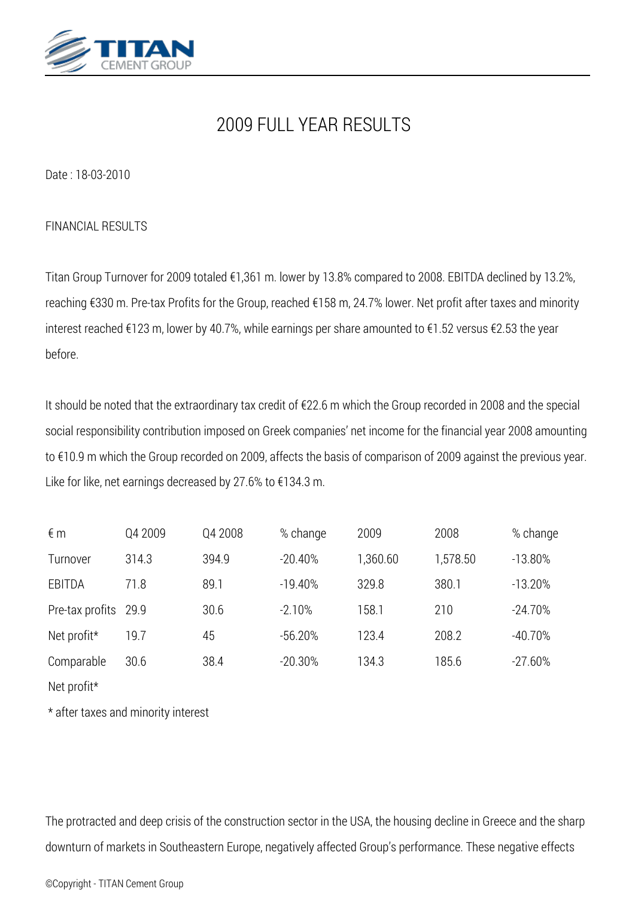# 2009 FULL YEAR RESULTS

Date : 18-03-2010

FINANCIAL RESULTS

Titan Group Turnover for 2009 totaled €1,361 m. lower by 13.8% compared to 2008. EBITDA declined by 13.2%, reaching €330 m. Pre-tax Profits for the Group, reached €158 m, 24.7% lower. Net profit after taxes and minority interest reached €123 m, lower by 40.7%, while earnings per share amounted to €1.52 versus €2.53 the year before.

It should be noted that the extraordinary tax credit of €22.6 m which the Group recorded in 2008 and the special social responsibility contribution imposed on Greek companies' net income for the financial year 2008 amounting to €10.9 m which the Group recorded on 2009, affects the basis of comparison of 2009 against the previous year. Like for like, net earnings decreased by 27.6% to €134.3 m.

| € m | Q4 2009 | Q4 2008 | % change | 2009 | 2008 | % change |
|---|---|---|---|---|---|---|
| Turnover | 314.3 | 394.9 | -20.40% | 1,360.60 | 1,578.50 | -13.80% |
| EBITDA | 71.8 | 89.1 | -19.40% | 329.8 | 380.1 | -13.20% |
| Pre-tax profits | 29.9 | 30.6 | -2.10% | 158.1 | 210 | -24.70% |
| Net profit* | 19.7 | 45 | -56.20% | 123.4 | 208.2 | -40.70% |
| Comparable Net profit* | 30.6 | 38.4 | -20.30% | 134.3 | 185.6 | -27.60% |

\* after taxes and minority interest

The protracted and deep crisis of the construction sector in the USA, the housing decline in Greece and the sharp downturn of markets in Southeastern Europe, negatively affected Group's performance. These negative effects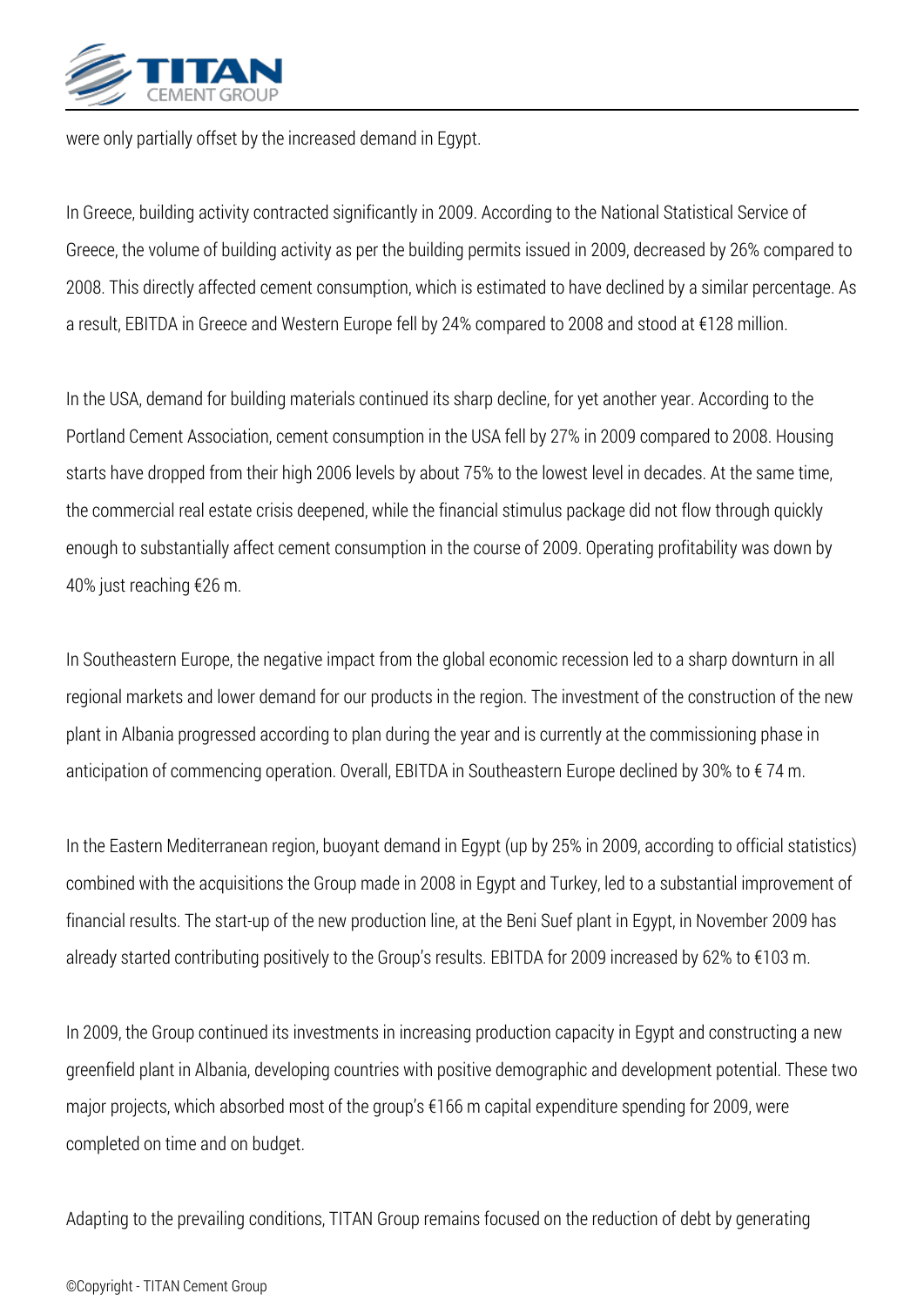were only partially offset by the increased demand in Egypt.

In Greece, building activity contracted significantly in 2009. According to the National Statistical Service of Greece, the volume of building activity as per the building permits issued in 2009, decreased by 26% compared to 2008. This directly affected cement consumption, which is estimated to have declined by a similar percentage. As a result, EBITDA in Greece and Western Europe fell by 24% compared to 2008 and stood at €128 million.

In the USA, demand for building materials continued its sharp decline, for yet another year. According to the Portland Cement Association, cement consumption in the USA fell by 27% in 2009 compared to 2008. Housing starts have dropped from their high 2006 levels by about 75% to the lowest level in decades. At the same time, the commercial real estate crisis deepened, while the financial stimulus package did not flow through quickly enough to substantially affect cement consumption in the course of 2009. Operating profitability was down by 40% just reaching €26 m.

In Southeastern Europe, the negative impact from the global economic recession led to a sharp downturn in all regional markets and lower demand for our products in the region. The investment of the construction of the new plant in Albania progressed according to plan during the year and is currently at the commissioning phase in anticipation of commencing operation. Overall, EBITDA in Southeastern Europe declined by 30% to € 74 m.

In the Eastern Mediterranean region, buoyant demand in Egypt (up by 25% in 2009, according to official statistics) combined with the acquisitions the Group made in 2008 in Egypt and Turkey, led to a substantial improvement of financial results. The start-up of the new production line, at the Beni Suef plant in Egypt, in November 2009 has already started contributing positively to the Group's results. EBITDA for 2009 increased by 62% to €103 m.

In 2009, the Group continued its investments in increasing production capacity in Egypt and constructing a new greenfield plant in Albania, developing countries with positive demographic and development potential. These two major projects, which absorbed most of the group's €166 m capital expenditure spending for 2009, were completed on time and on budget.

Adapting to the prevailing conditions, TITAN Group remains focused on the reduction of debt by generating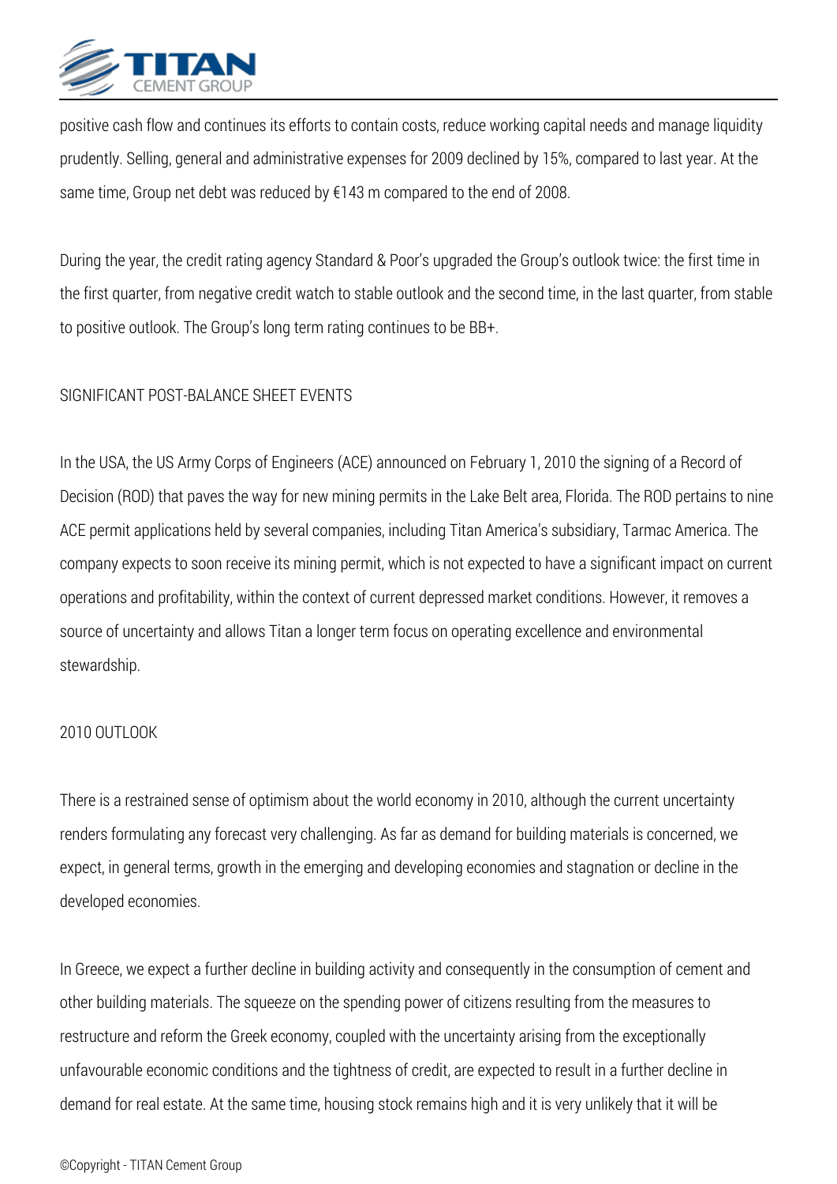positive cash flow and continues its efforts to contain costs, reduce working capital needs and manage liquidity prudently. Selling, general and administrative expenses for 2009 declined by 15%, compared to last year. At the same time, Group net debt was reduced by €143 m compared to the end of 2008.

During the year, the credit rating agency Standard & Poor's upgraded the Group's outlook twice: the first time in the first quarter, from negative credit watch to stable outlook and the second time, in the last quarter, from stable to positive outlook. The Group's long term rating continues to be BB+.

## SIGNIFICANT POST-BALANCE SHEET EVENTS

In the USA, the US Army Corps of Engineers (ACE) announced on February 1, 2010 the signing of a Record of Decision (ROD) that paves the way for new mining permits in the Lake Belt area, Florida. The ROD pertains to nine ACE permit applications held by several companies, including Titan America's subsidiary, Tarmac America. The company expects to soon receive its mining permit, which is not expected to have a significant impact on current operations and profitability, within the context of current depressed market conditions. However, it removes a source of uncertainty and allows Titan a longer term focus on operating excellence and environmental stewardship.

## 2010 OUTLOOK

There is a restrained sense of optimism about the world economy in 2010, although the current uncertainty renders formulating any forecast very challenging. As far as demand for building materials is concerned, we expect, in general terms, growth in the emerging and developing economies and stagnation or decline in the developed economies.

In Greece, we expect a further decline in building activity and consequently in the consumption of cement and other building materials. The squeeze on the spending power of citizens resulting from the measures to restructure and reform the Greek economy, coupled with the uncertainty arising from the exceptionally unfavourable economic conditions and the tightness of credit, are expected to result in a further decline in demand for real estate. At the same time, housing stock remains high and it is very unlikely that it will be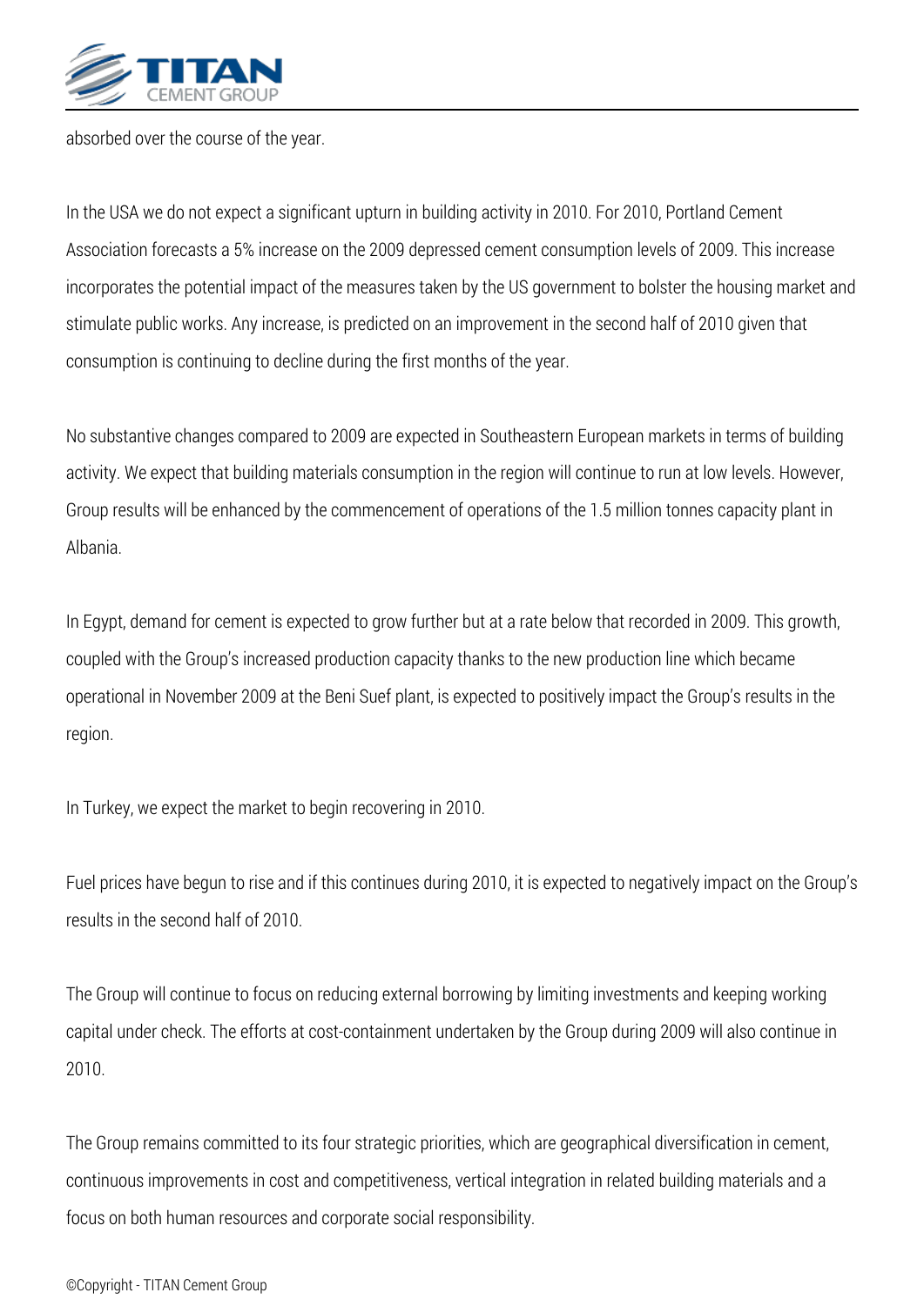absorbed over the course of the year.

In the USA we do not expect a significant upturn in building activity in 2010. For 2010, Portland Cement Association forecasts a 5% increase on the 2009 depressed cement consumption levels of 2009. This increase incorporates the potential impact of the measures taken by the US government to bolster the housing market and stimulate public works. Any increase, is predicted on an improvement in the second half of 2010 given that consumption is continuing to decline during the first months of the year.

No substantive changes compared to 2009 are expected in Southeastern European markets in terms of building activity. We expect that building materials consumption in the region will continue to run at low levels. However, Group results will be enhanced by the commencement of operations of the 1.5 million tonnes capacity plant in Albania.

In Egypt, demand for cement is expected to grow further but at a rate below that recorded in 2009. This growth, coupled with the Group's increased production capacity thanks to the new production line which became operational in November 2009 at the Beni Suef plant, is expected to positively impact the Group's results in the region.

In Turkey, we expect the market to begin recovering in 2010.

Fuel prices have begun to rise and if this continues during 2010, it is expected to negatively impact on the Group's results in the second half of 2010.

The Group will continue to focus on reducing external borrowing by limiting investments and keeping working capital under check. The efforts at cost-containment undertaken by the Group during 2009 will also continue in 2010.

The Group remains committed to its four strategic priorities, which are geographical diversification in cement, continuous improvements in cost and competitiveness, vertical integration in related building materials and a focus on both human resources and corporate social responsibility.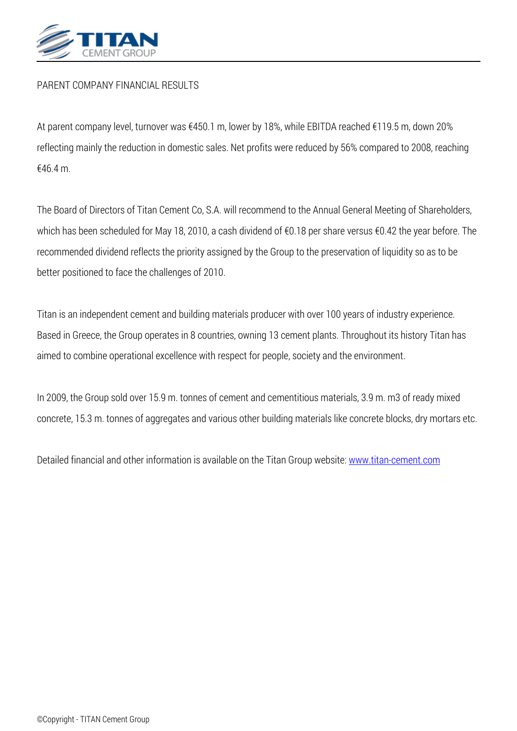PARENT COMPANY FINANCIAL RESULTS

At parent company level, turnover was €450.1 m, lower by 18%, while EBITDA reached €119.5 m, down 20% reflecting mainly the reduction in domestic sales. Net profits were reduced by 56% compared to 2008, reaching €46.4 m.

The Board of Directors of Titan Cement Co, S.A. will recommend to the Annual General Meeting of Shareholders, which has been scheduled for May 18, 2010, a cash dividend of €0.18 per share versus €0.42 the year before. The recommended dividend reflects the priority assigned by the Group to the preservation of liquidity so as to be better positioned to face the challenges of 2010.

Titan is an independent cement and building materials producer with over 100 years of industry experience. Based in Greece, the Group operates in 8 countries, owning 13 cement plants. Throughout its history Titan has aimed to combine operational excellence with respect for people, society and the environment.

In 2009, the Group sold over 15.9 m. tonnes of cement and cementitious materials, 3.9 m. m3 of ready mixed concrete, 15.3 m. tonnes of aggregates and various other building materials like concrete blocks, dry mortars etc.

Detailed financial and other information is available on the Titan Group website: [www.titan-cement.com](http://www.titan-cement.com)